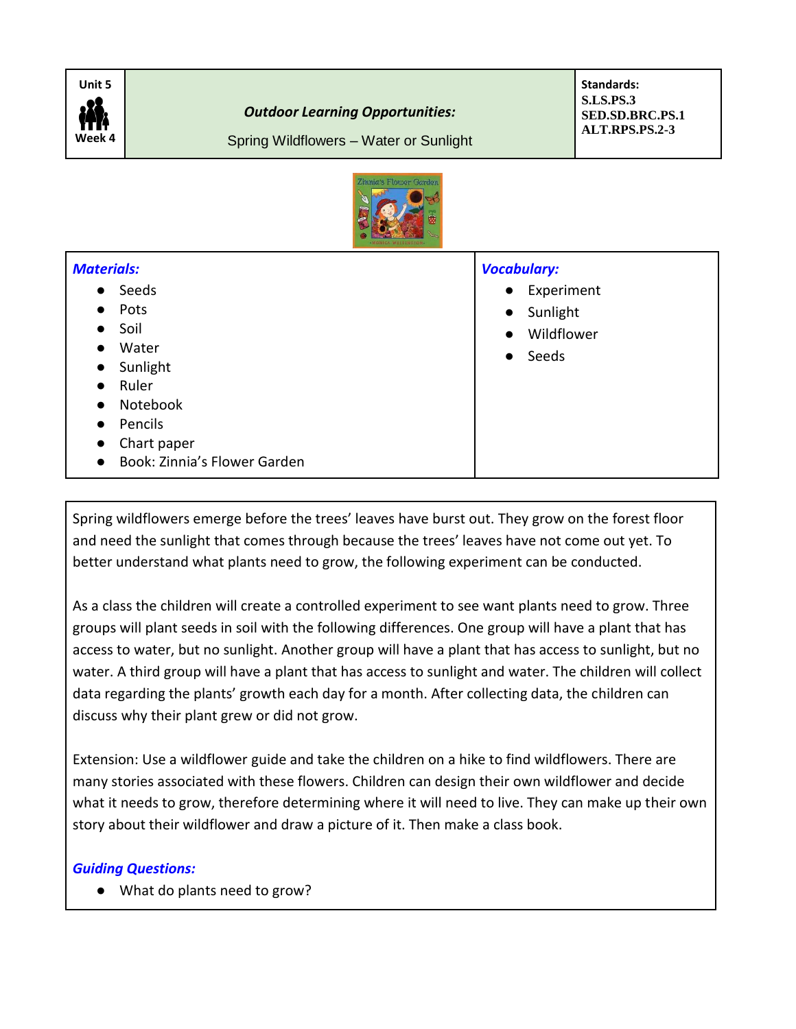| Unit 5 Week 4 | ***Outdoor Learning Opportunities:*** Spring Wildflowers – Water or Sunlight | **Standards:** **S.LS.PS.3** **SED.SD.BRC.PS.1** **ALT.RPS.PS.2-3** |
|---|---|---|

| ***Materials:*** | ***Vocabulary:*** |
|---|---|
| • Seeds<br>• Pots<br>• Soil<br>• Water<br>• Sunlight<br>• Ruler<br>• Notebook<br>• Pencils<br>• Chart paper<br>• Book: Zinnia's Flower Garden | • Experiment<br>• Sunlight<br>• Wildflower<br>• Seeds |

Spring wildflowers emerge before the trees' leaves have burst out. They grow on the forest floor and need the sunlight that comes through because the trees' leaves have not come out yet. To better understand what plants need to grow, the following experiment can be conducted.

As a class the children will create a controlled experiment to see want plants need to grow. Three groups will plant seeds in soil with the following differences. One group will have a plant that has access to water, but no sunlight. Another group will have a plant that has access to sunlight, but no water. A third group will have a plant that has access to sunlight and water. The children will collect data regarding the plants' growth each day for a month. After collecting data, the children can discuss why their plant grew or did not grow.

Extension: Use a wildflower guide and take the children on a hike to find wildflowers. There are many stories associated with these flowers. Children can design their own wildflower and decide what it needs to grow, therefore determining where it will need to live. They can make up their own story about their wildflower and draw a picture of it. Then make a class book.

***Guiding Questions:***

- What do plants need to grow?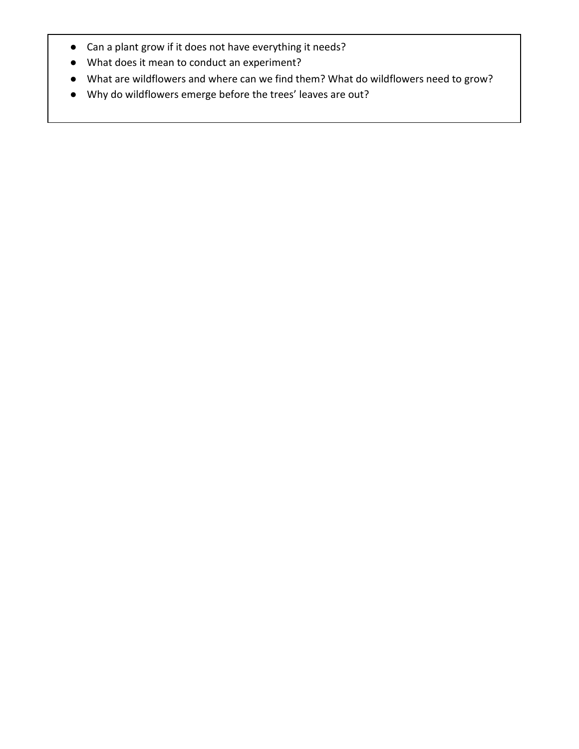- Can a plant grow if it does not have everything it needs?
- What does it mean to conduct an experiment?
- What are wildflowers and where can we find them? What do wildflowers need to grow?
- Why do wildflowers emerge before the trees' leaves are out?